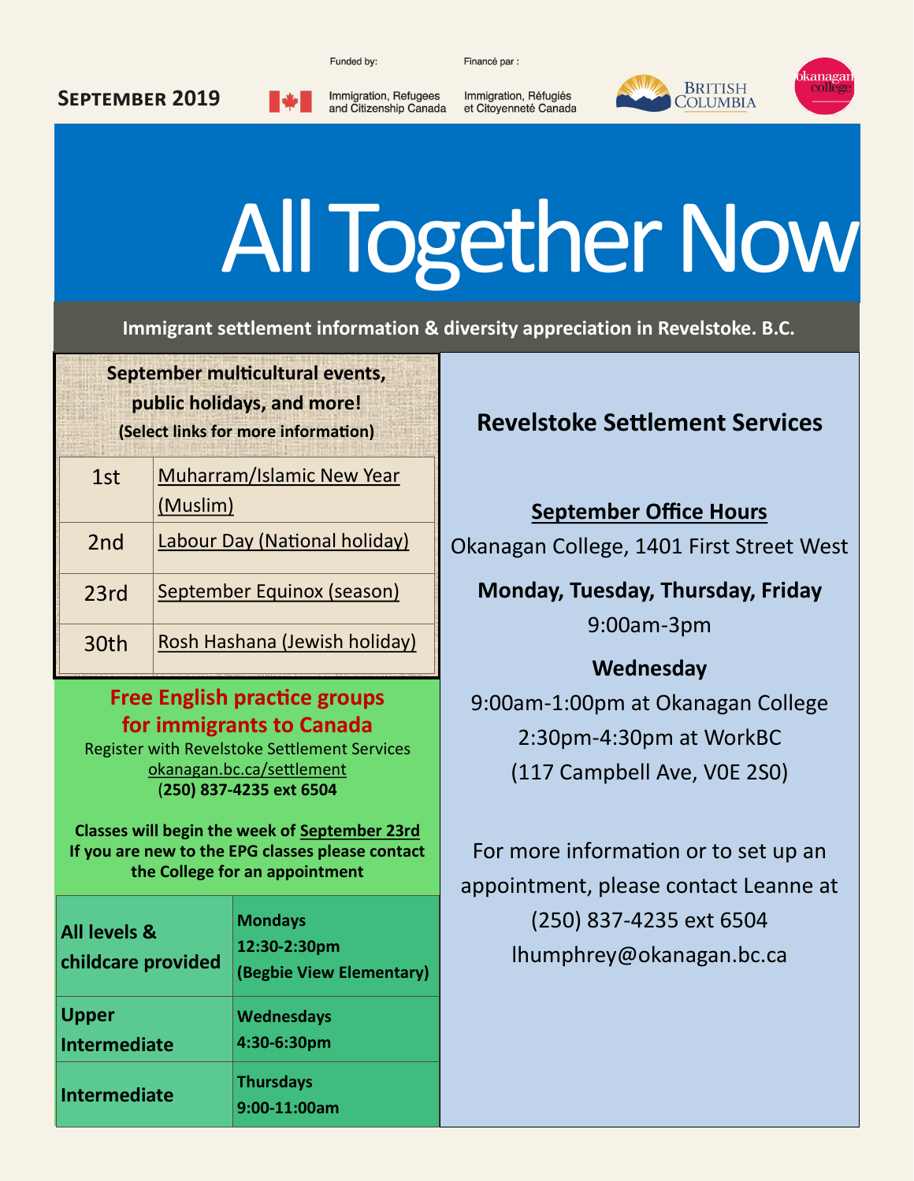**September 2019**

Funded by: Immigration, Refugees and Citizenship Canada

Financé par : Immigration, Réfugiés et Citoyenneté Canada

British Columbia

okanagan college

# All Together Now

**Immigrant settlement information & diversity appreciation in Revelstoke. B.C.**

**September multicultural events, public holidays, and more!**

**(Select links for more information)**

| | |
|---|---|
| 1st | Muharram/Islamic New Year (Muslim) |
| 2nd | Labour Day (National holiday) |
| 23rd | September Equinox (season) |
| 30th | Rosh Hashana (Jewish holiday) |

## Free English practice groups for immigrants to Canada

Register with Revelstoke Settlement Services
okanagan.bc.ca/settlement
**(250) 837-4235 ext 6504**

**Classes will begin the week of September 23rd**
**If you are new to the EPG classes please contact the College for an appointment**

| | |
|---|---|
| **All levels & childcare provided** | **Mondays 12:30-2:30pm (Begbie View Elementary)** |
| **Upper Intermediate** | **Wednesdays 4:30-6:30pm** |
| **Intermediate** | **Thursdays 9:00-11:00am** |

## Revelstoke Settlement Services

**September Office Hours**

Okanagan College, 1401 First Street West

**Monday, Tuesday, Thursday, Friday**

9:00am-3pm

**Wednesday**

9:00am-1:00pm at Okanagan College

2:30pm-4:30pm at WorkBC

(117 Campbell Ave, V0E 2S0)

For more information or to set up an appointment, please contact Leanne at (250) 837-4235 ext 6504 lhumphrey@okanagan.bc.ca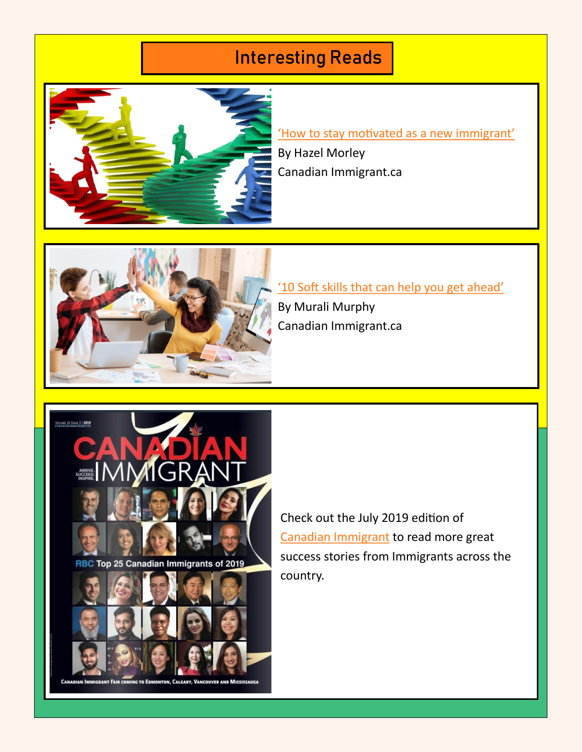## Interesting Reads

'How to stay motivated as a new immigrant'

By Hazel Morley

Canadian Immigrant.ca

'10 Soft skills that can help you get ahead'

By Murali Murphy

Canadian Immigrant.ca

Check out the July 2019 edition of Canadian Immigrant to read more great success stories from Immigrants across the country.